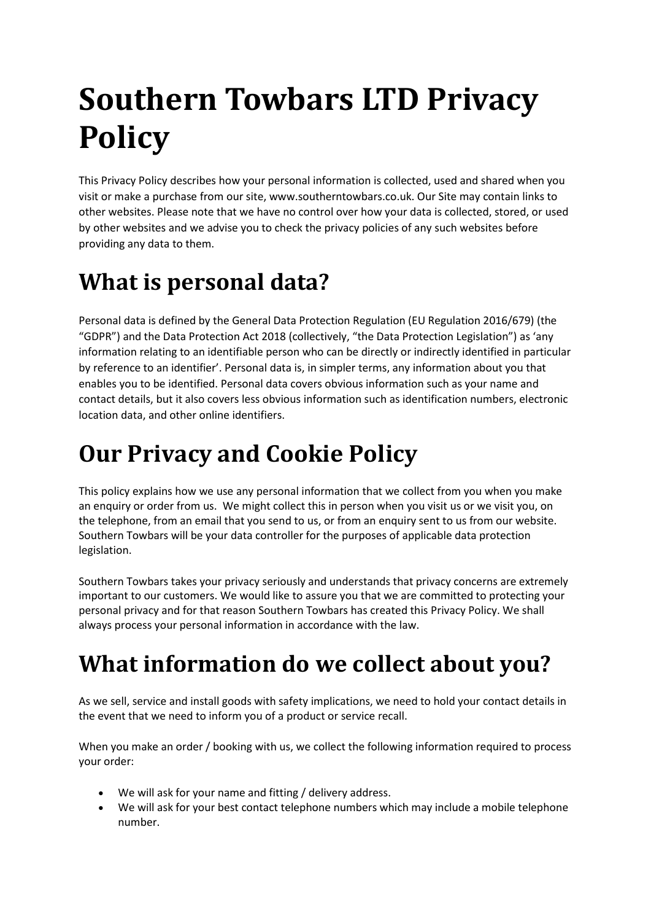# Southern Towbars LTD Privacy Policy

This Privacy Policy describes how your personal information is collected, used and shared when you visit or make a purchase from our site, www.southerntowbars.co.uk. Our Site may contain links to other websites. Please note that we have no control over how your data is collected, stored, or used by other websites and we advise you to check the privacy policies of any such websites before providing any data to them.

## What is personal data?

Personal data is defined by the General Data Protection Regulation (EU Regulation 2016/679) (the "GDPR") and the Data Protection Act 2018 (collectively, "the Data Protection Legislation") as 'any information relating to an identifiable person who can be directly or indirectly identified in particular by reference to an identifier'. Personal data is, in simpler terms, any information about you that enables you to be identified. Personal data covers obvious information such as your name and contact details, but it also covers less obvious information such as identification numbers, electronic location data, and other online identifiers.

## Our Privacy and Cookie Policy

This policy explains how we use any personal information that we collect from you when you make an enquiry or order from us. We might collect this in person when you visit us or we visit you, on the telephone, from an email that you send to us, or from an enquiry sent to us from our website. Southern Towbars will be your data controller for the purposes of applicable data protection legislation.

Southern Towbars takes your privacy seriously and understands that privacy concerns are extremely important to our customers. We would like to assure you that we are committed to protecting your personal privacy and for that reason Southern Towbars has created this Privacy Policy. We shall always process your personal information in accordance with the law.

## What information do we collect about you?

As we sell, service and install goods with safety implications, we need to hold your contact details in the event that we need to inform you of a product or service recall.

When you make an order / booking with us, we collect the following information required to process your order:

- We will ask for your name and fitting / delivery address.
- We will ask for your best contact telephone numbers which may include a mobile telephone number.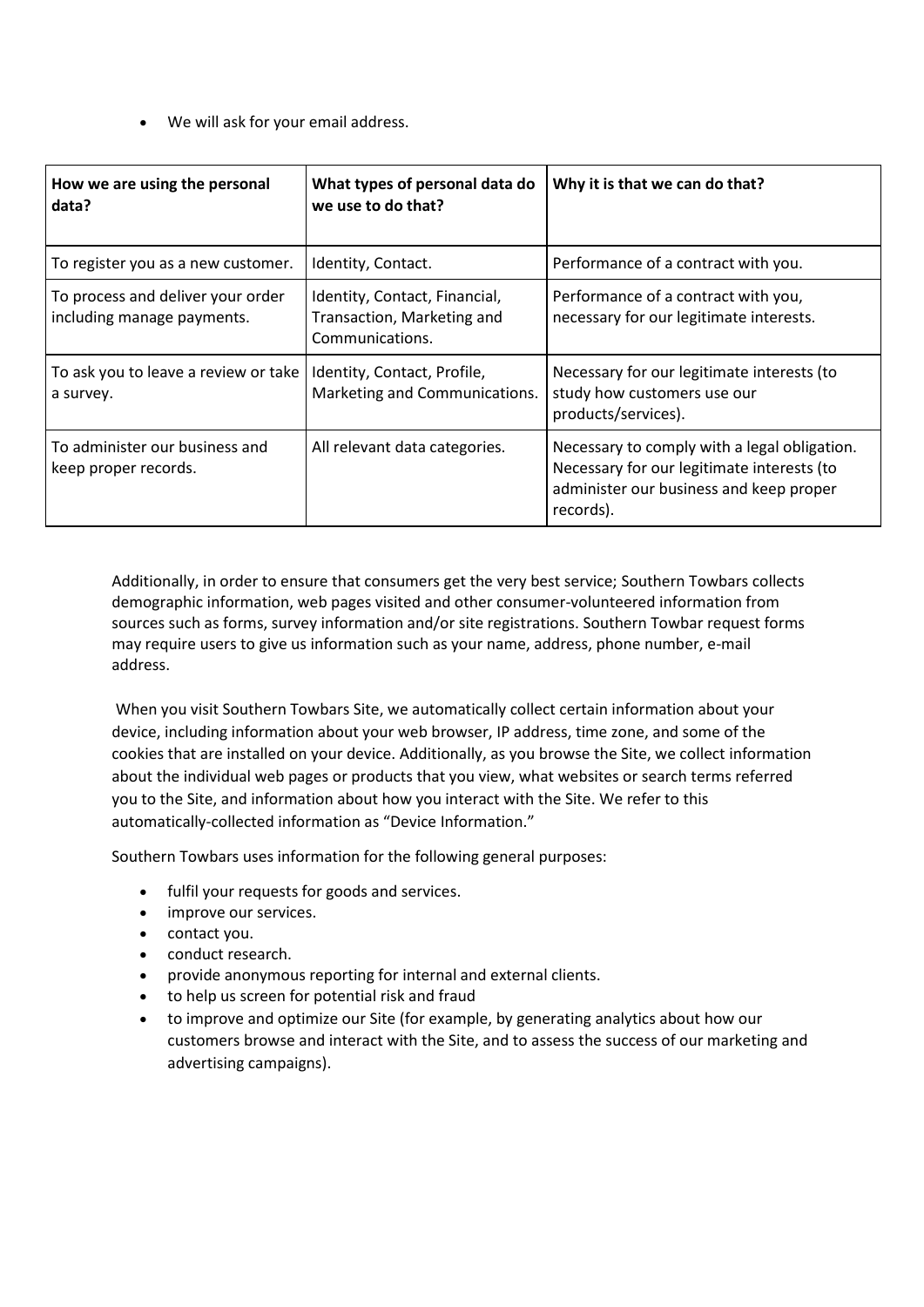- We will ask for your email address.

| How we are using the personal data? | What types of personal data do we use to do that? | Why it is that we can do that? |
| --- | --- | --- |
| To register you as a new customer. | Identity, Contact. | Performance of a contract with you. |
| To process and deliver your order including manage payments. | Identity, Contact, Financial, Transaction, Marketing and Communications. | Performance of a contract with you, necessary for our legitimate interests. |
| To ask you to leave a review or take a survey. | Identity, Contact, Profile, Marketing and Communications. | Necessary for our legitimate interests (to study how customers use our products/services). |
| To administer our business and keep proper records. | All relevant data categories. | Necessary to comply with a legal obligation. Necessary for our legitimate interests (to administer our business and keep proper records). |

Additionally, in order to ensure that consumers get the very best service; Southern Towbars collects demographic information, web pages visited and other consumer-volunteered information from sources such as forms, survey information and/or site registrations. Southern Towbar request forms may require users to give us information such as your name, address, phone number, e-mail address.

When you visit Southern Towbars Site, we automatically collect certain information about your device, including information about your web browser, IP address, time zone, and some of the cookies that are installed on your device. Additionally, as you browse the Site, we collect information about the individual web pages or products that you view, what websites or search terms referred you to the Site, and information about how you interact with the Site. We refer to this automatically-collected information as "Device Information."

Southern Towbars uses information for the following general purposes:

- fulfil your requests for goods and services.
- improve our services.
- contact you.
- conduct research.
- provide anonymous reporting for internal and external clients.
- to help us screen for potential risk and fraud
- to improve and optimize our Site (for example, by generating analytics about how our customers browse and interact with the Site, and to assess the success of our marketing and advertising campaigns).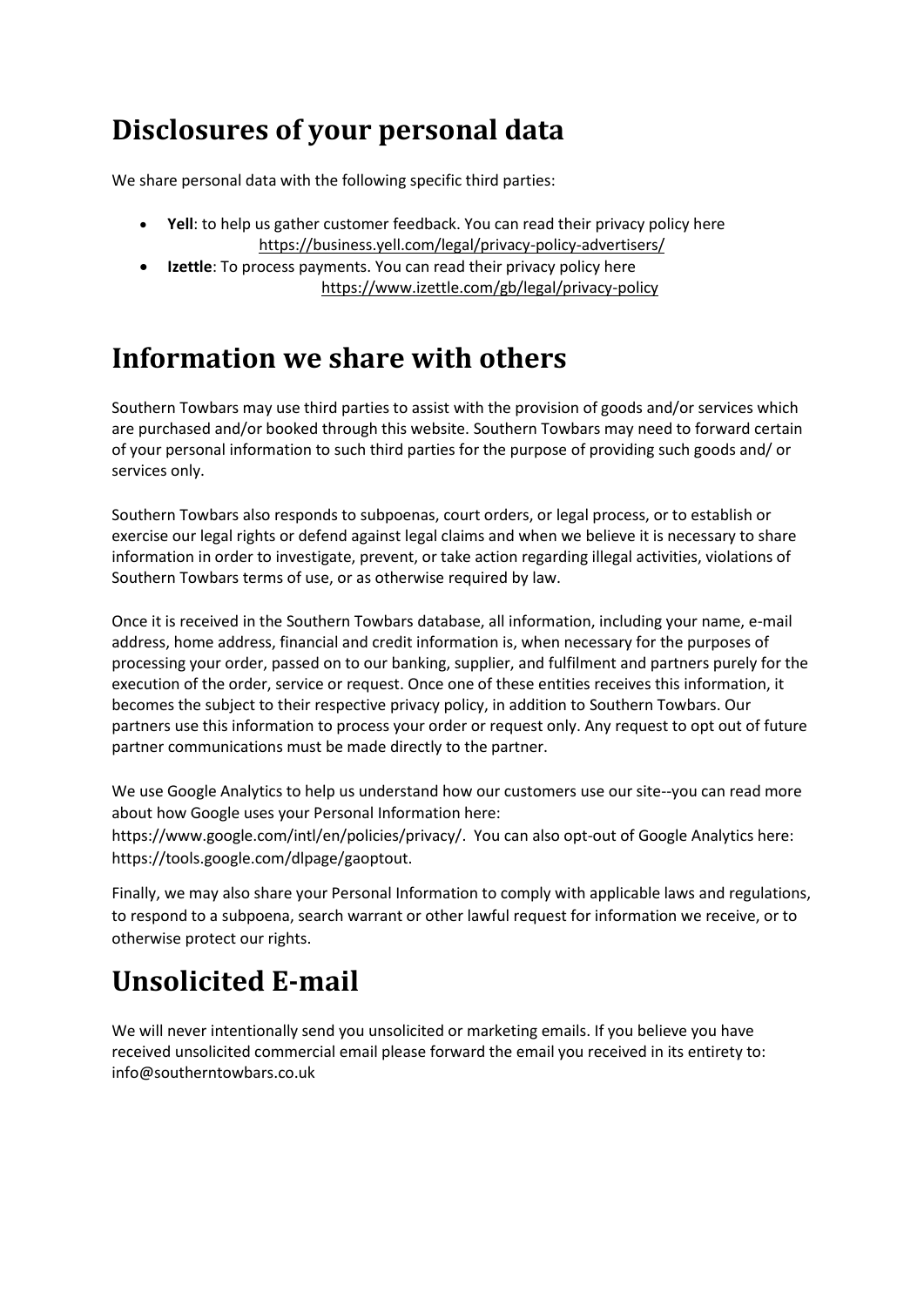# Disclosures of your personal data

We share personal data with the following specific third parties:

- **Yell**: to help us gather customer feedback. You can read their privacy policy here https://business.yell.com/legal/privacy-policy-advertisers/
- **Izettle**: To process payments. You can read their privacy policy here https://www.izettle.com/gb/legal/privacy-policy

# Information we share with others

Southern Towbars may use third parties to assist with the provision of goods and/or services which are purchased and/or booked through this website. Southern Towbars may need to forward certain of your personal information to such third parties for the purpose of providing such goods and/ or services only.

Southern Towbars also responds to subpoenas, court orders, or legal process, or to establish or exercise our legal rights or defend against legal claims and when we believe it is necessary to share information in order to investigate, prevent, or take action regarding illegal activities, violations of Southern Towbars terms of use, or as otherwise required by law.

Once it is received in the Southern Towbars database, all information, including your name, e-mail address, home address, financial and credit information is, when necessary for the purposes of processing your order, passed on to our banking, supplier, and fulfilment and partners purely for the execution of the order, service or request. Once one of these entities receives this information, it becomes the subject to their respective privacy policy, in addition to Southern Towbars. Our partners use this information to process your order or request only. Any request to opt out of future partner communications must be made directly to the partner.

We use Google Analytics to help us understand how our customers use our site--you can read more about how Google uses your Personal Information here: https://www.google.com/intl/en/policies/privacy/. You can also opt-out of Google Analytics here: https://tools.google.com/dlpage/gaoptout.

Finally, we may also share your Personal Information to comply with applicable laws and regulations, to respond to a subpoena, search warrant or other lawful request for information we receive, or to otherwise protect our rights.

# Unsolicited E-mail

We will never intentionally send you unsolicited or marketing emails. If you believe you have received unsolicited commercial email please forward the email you received in its entirety to: info@southerntowbars.co.uk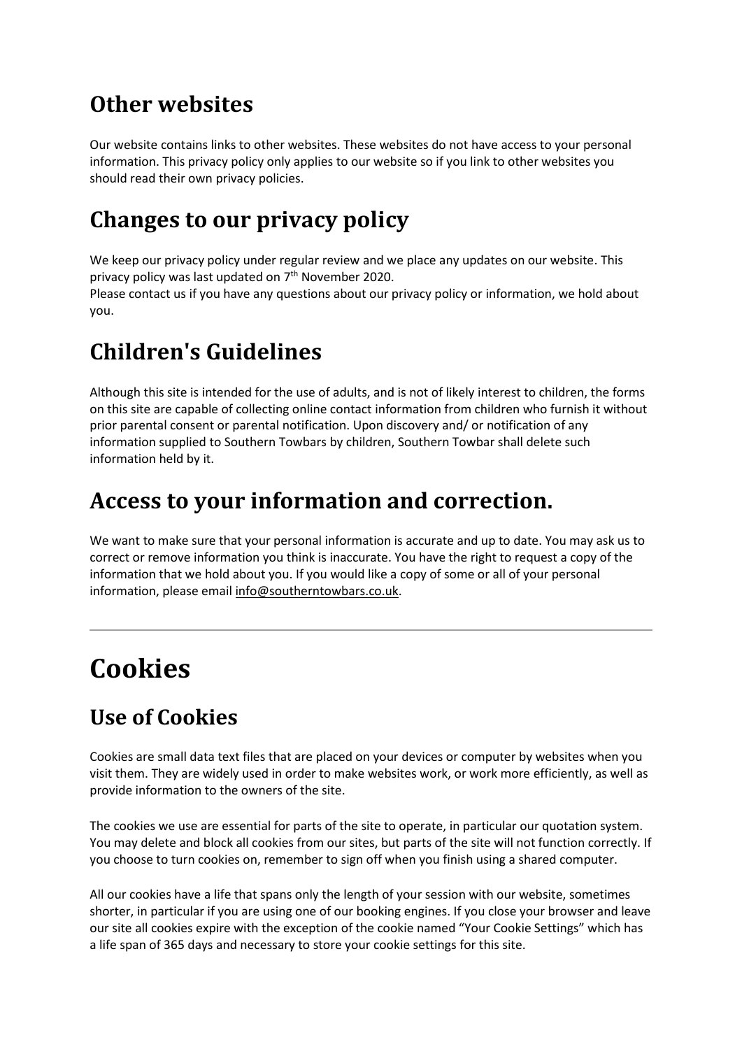## Other websites

Our website contains links to other websites. These websites do not have access to your personal information. This privacy policy only applies to our website so if you link to other websites you should read their own privacy policies.

## Changes to our privacy policy

We keep our privacy policy under regular review and we place any updates on our website. This privacy policy was last updated on 7th November 2020.
Please contact us if you have any questions about our privacy policy or information, we hold about you.

## Children's Guidelines

Although this site is intended for the use of adults, and is not of likely interest to children, the forms on this site are capable of collecting online contact information from children who furnish it without prior parental consent or parental notification. Upon discovery and/ or notification of any information supplied to Southern Towbars by children, Southern Towbar shall delete such information held by it.

## Access to your information and correction.

We want to make sure that your personal information is accurate and up to date. You may ask us to correct or remove information you think is inaccurate. You have the right to request a copy of the information that we hold about you. If you would like a copy of some or all of your personal information, please email info@southerntowbars.co.uk.

---

# Cookies

## Use of Cookies

Cookies are small data text files that are placed on your devices or computer by websites when you visit them. They are widely used in order to make websites work, or work more efficiently, as well as provide information to the owners of the site.

The cookies we use are essential for parts of the site to operate, in particular our quotation system. You may delete and block all cookies from our sites, but parts of the site will not function correctly. If you choose to turn cookies on, remember to sign off when you finish using a shared computer.

All our cookies have a life that spans only the length of your session with our website, sometimes shorter, in particular if you are using one of our booking engines. If you close your browser and leave our site all cookies expire with the exception of the cookie named "Your Cookie Settings" which has a life span of 365 days and necessary to store your cookie settings for this site.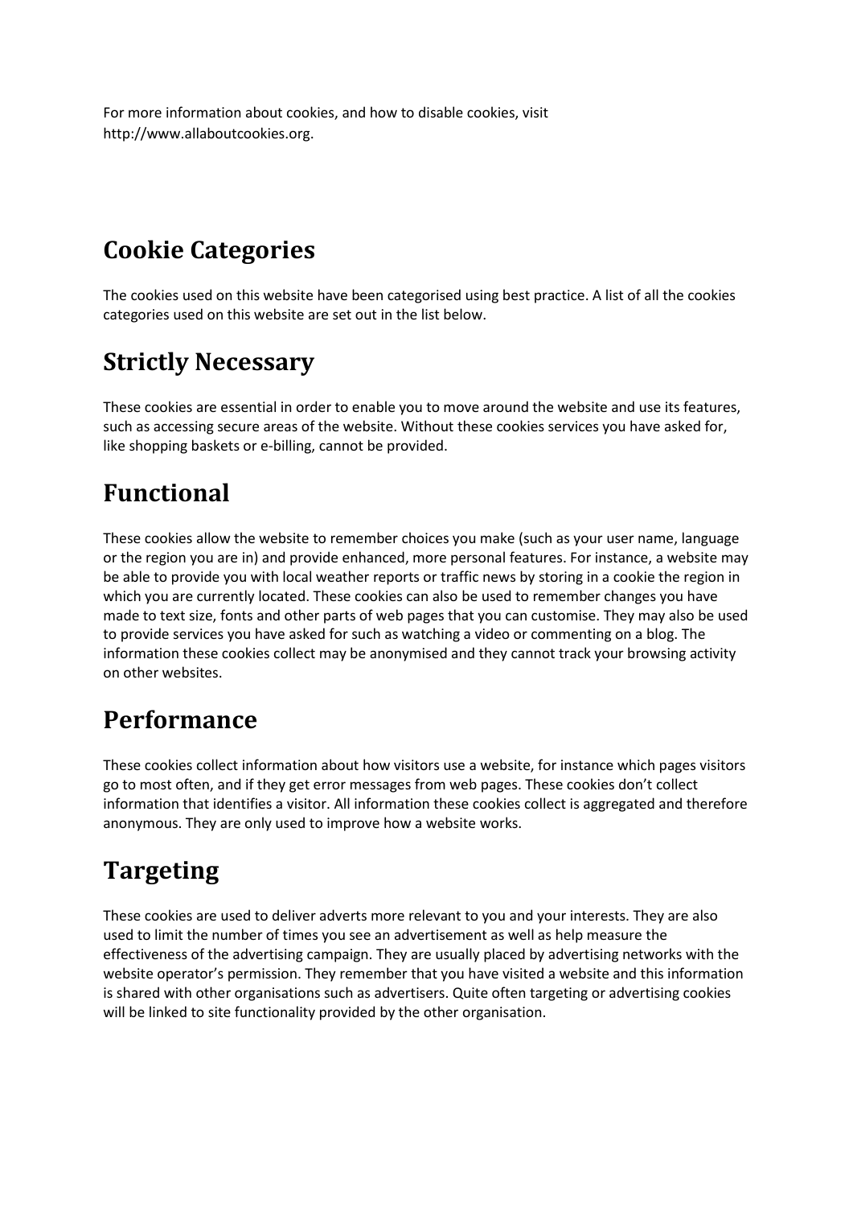For more information about cookies, and how to disable cookies, visit http://www.allaboutcookies.org.

## Cookie Categories

The cookies used on this website have been categorised using best practice. A list of all the cookies categories used on this website are set out in the list below.

## Strictly Necessary

These cookies are essential in order to enable you to move around the website and use its features, such as accessing secure areas of the website. Without these cookies services you have asked for, like shopping baskets or e-billing, cannot be provided.

## Functional

These cookies allow the website to remember choices you make (such as your user name, language or the region you are in) and provide enhanced, more personal features. For instance, a website may be able to provide you with local weather reports or traffic news by storing in a cookie the region in which you are currently located. These cookies can also be used to remember changes you have made to text size, fonts and other parts of web pages that you can customise. They may also be used to provide services you have asked for such as watching a video or commenting on a blog. The information these cookies collect may be anonymised and they cannot track your browsing activity on other websites.

## Performance

These cookies collect information about how visitors use a website, for instance which pages visitors go to most often, and if they get error messages from web pages. These cookies don't collect information that identifies a visitor. All information these cookies collect is aggregated and therefore anonymous. They are only used to improve how a website works.

## Targeting

These cookies are used to deliver adverts more relevant to you and your interests. They are also used to limit the number of times you see an advertisement as well as help measure the effectiveness of the advertising campaign. They are usually placed by advertising networks with the website operator's permission. They remember that you have visited a website and this information is shared with other organisations such as advertisers. Quite often targeting or advertising cookies will be linked to site functionality provided by the other organisation.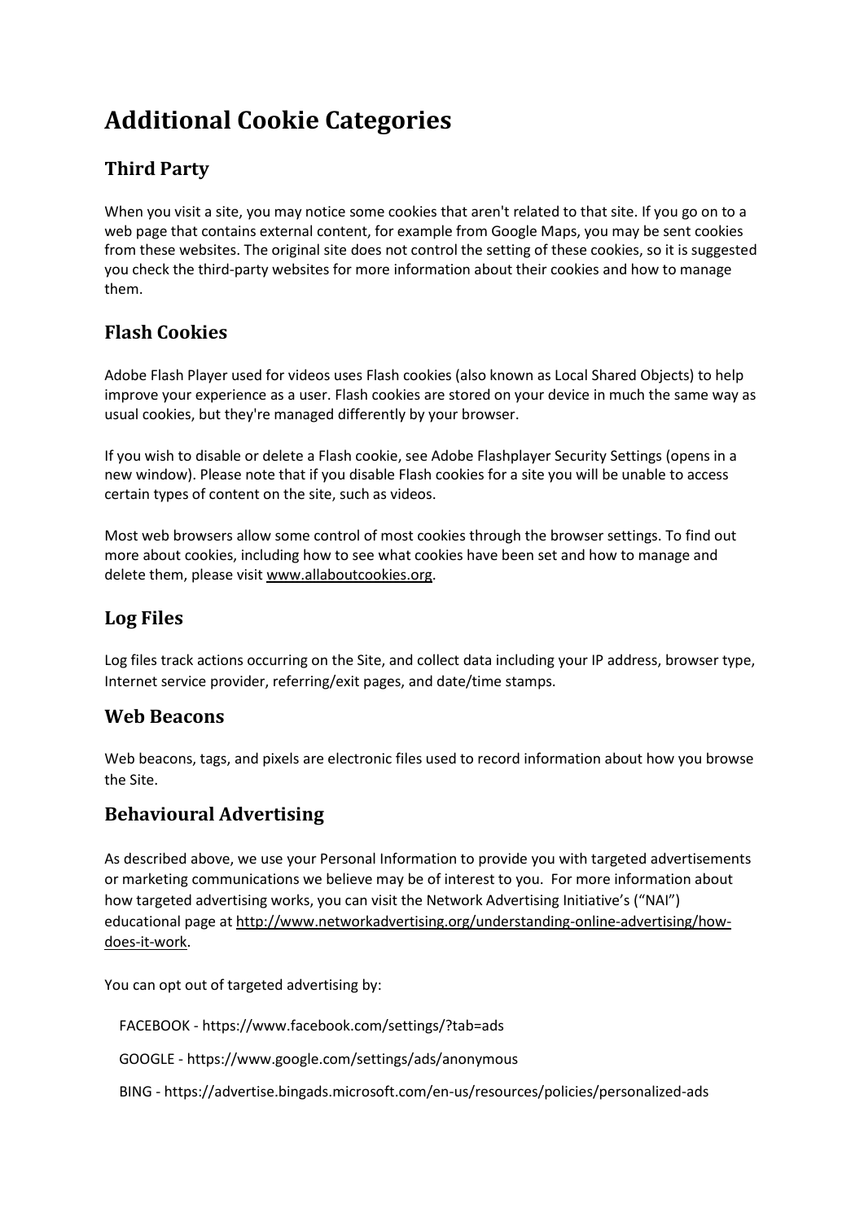# Additional Cookie Categories

## Third Party

When you visit a site, you may notice some cookies that aren't related to that site. If you go on to a web page that contains external content, for example from Google Maps, you may be sent cookies from these websites. The original site does not control the setting of these cookies, so it is suggested you check the third-party websites for more information about their cookies and how to manage them.

## Flash Cookies

Adobe Flash Player used for videos uses Flash cookies (also known as Local Shared Objects) to help improve your experience as a user. Flash cookies are stored on your device in much the same way as usual cookies, but they're managed differently by your browser.

If you wish to disable or delete a Flash cookie, see Adobe Flashplayer Security Settings (opens in a new window). Please note that if you disable Flash cookies for a site you will be unable to access certain types of content on the site, such as videos.

Most web browsers allow some control of most cookies through the browser settings. To find out more about cookies, including how to see what cookies have been set and how to manage and delete them, please visit [www.allaboutcookies.org](http://www.allaboutcookies.org).

## Log Files

Log files track actions occurring on the Site, and collect data including your IP address, browser type, Internet service provider, referring/exit pages, and date/time stamps.

## Web Beacons

Web beacons, tags, and pixels are electronic files used to record information about how you browse the Site.

## Behavioural Advertising

As described above, we use your Personal Information to provide you with targeted advertisements or marketing communications we believe may be of interest to you. For more information about how targeted advertising works, you can visit the Network Advertising Initiative's ("NAI") educational page at [http://www.networkadvertising.org/understanding-online-advertising/how-does-it-work](http://www.networkadvertising.org/understanding-online-advertising/how-does-it-work).

You can opt out of targeted advertising by:

FACEBOOK - https://www.facebook.com/settings/?tab=ads

GOOGLE - https://www.google.com/settings/ads/anonymous

BING - https://advertise.bingads.microsoft.com/en-us/resources/policies/personalized-ads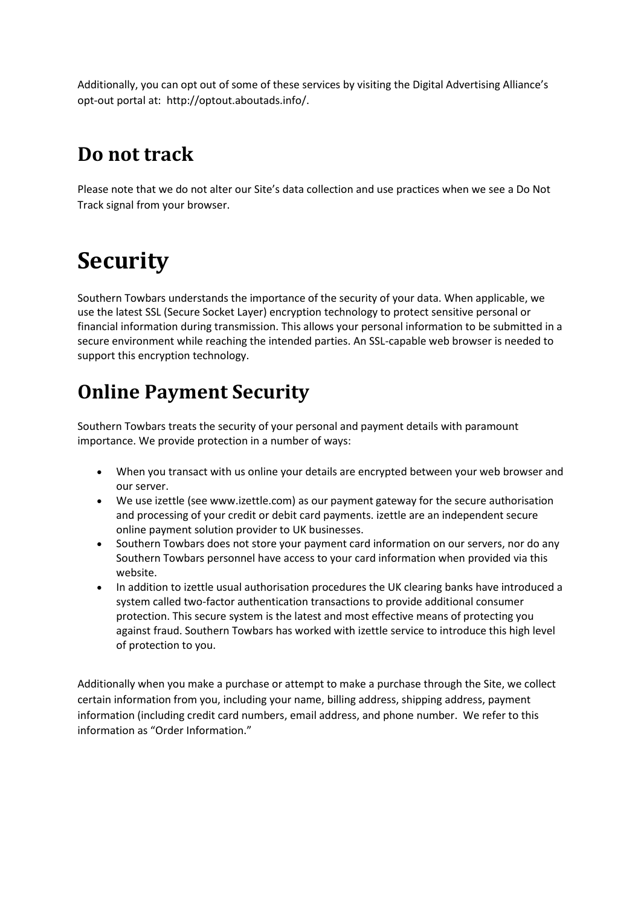Additionally, you can opt out of some of these services by visiting the Digital Advertising Alliance's opt-out portal at: http://optout.aboutads.info/.

## Do not track

Please note that we do not alter our Site's data collection and use practices when we see a Do Not Track signal from your browser.

# Security

Southern Towbars understands the importance of the security of your data. When applicable, we use the latest SSL (Secure Socket Layer) encryption technology to protect sensitive personal or financial information during transmission. This allows your personal information to be submitted in a secure environment while reaching the intended parties. An SSL-capable web browser is needed to support this encryption technology.

## Online Payment Security

Southern Towbars treats the security of your personal and payment details with paramount importance. We provide protection in a number of ways:

- When you transact with us online your details are encrypted between your web browser and our server.
- We use izettle (see www.izettle.com) as our payment gateway for the secure authorisation and processing of your credit or debit card payments. izettle are an independent secure online payment solution provider to UK businesses.
- Southern Towbars does not store your payment card information on our servers, nor do any Southern Towbars personnel have access to your card information when provided via this website.
- In addition to izettle usual authorisation procedures the UK clearing banks have introduced a system called two-factor authentication transactions to provide additional consumer protection. This secure system is the latest and most effective means of protecting you against fraud. Southern Towbars has worked with izettle service to introduce this high level of protection to you.

Additionally when you make a purchase or attempt to make a purchase through the Site, we collect certain information from you, including your name, billing address, shipping address, payment information (including credit card numbers, email address, and phone number. We refer to this information as "Order Information."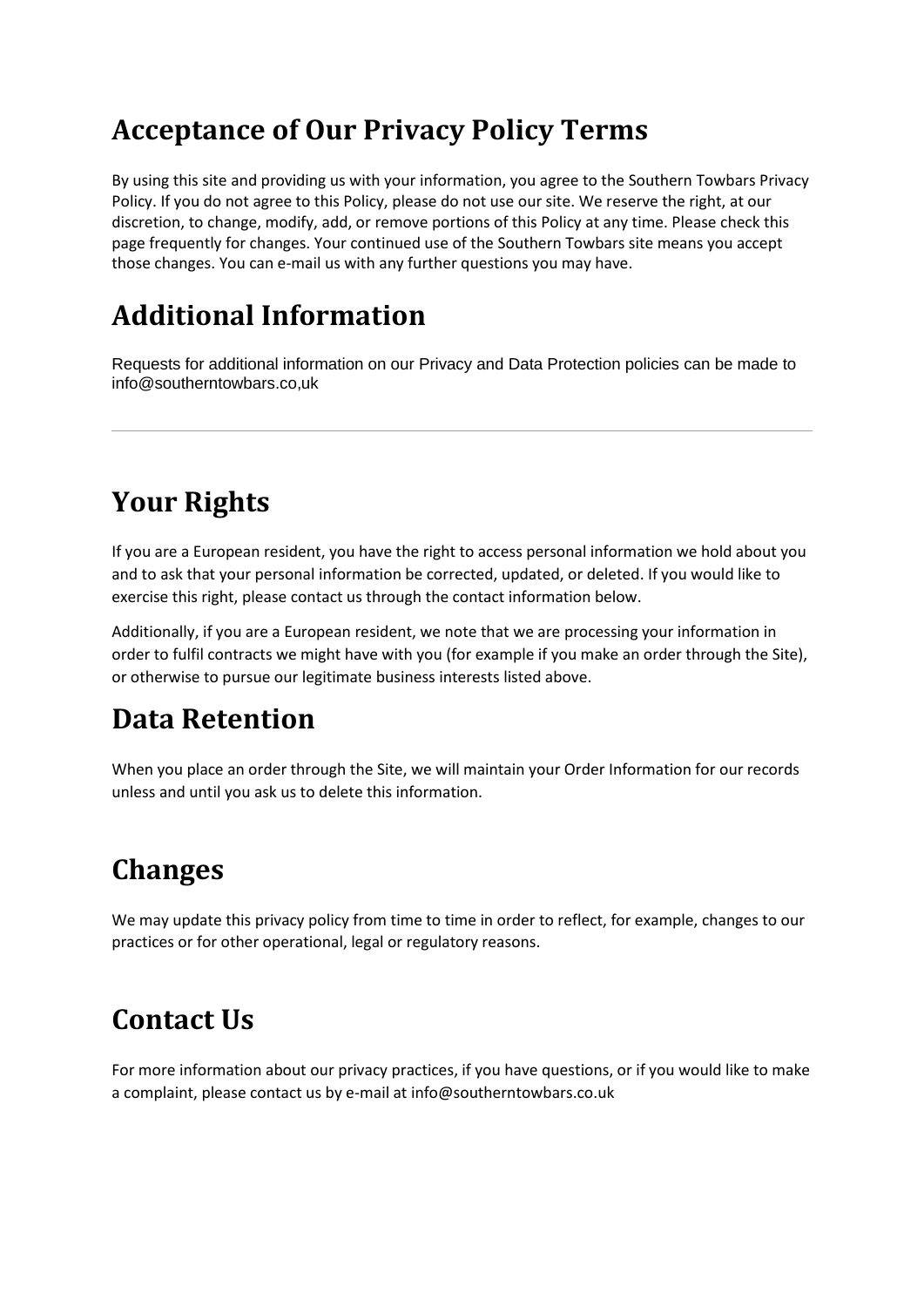## Acceptance of Our Privacy Policy Terms

By using this site and providing us with your information, you agree to the Southern Towbars Privacy Policy. If you do not agree to this Policy, please do not use our site. We reserve the right, at our discretion, to change, modify, add, or remove portions of this Policy at any time. Please check this page frequently for changes. Your continued use of the Southern Towbars site means you accept those changes. You can e-mail us with any further questions you may have.

## Additional Information

Requests for additional information on our Privacy and Data Protection policies can be made to info@southerntowbars.co,uk

---

## Your Rights

If you are a European resident, you have the right to access personal information we hold about you and to ask that your personal information be corrected, updated, or deleted. If you would like to exercise this right, please contact us through the contact information below.

Additionally, if you are a European resident, we note that we are processing your information in order to fulfil contracts we might have with you (for example if you make an order through the Site), or otherwise to pursue our legitimate business interests listed above.

## Data Retention

When you place an order through the Site, we will maintain your Order Information for our records unless and until you ask us to delete this information.

## Changes

We may update this privacy policy from time to time in order to reflect, for example, changes to our practices or for other operational, legal or regulatory reasons.

## Contact Us

For more information about our privacy practices, if you have questions, or if you would like to make a complaint, please contact us by e-mail at info@southerntowbars.co.uk